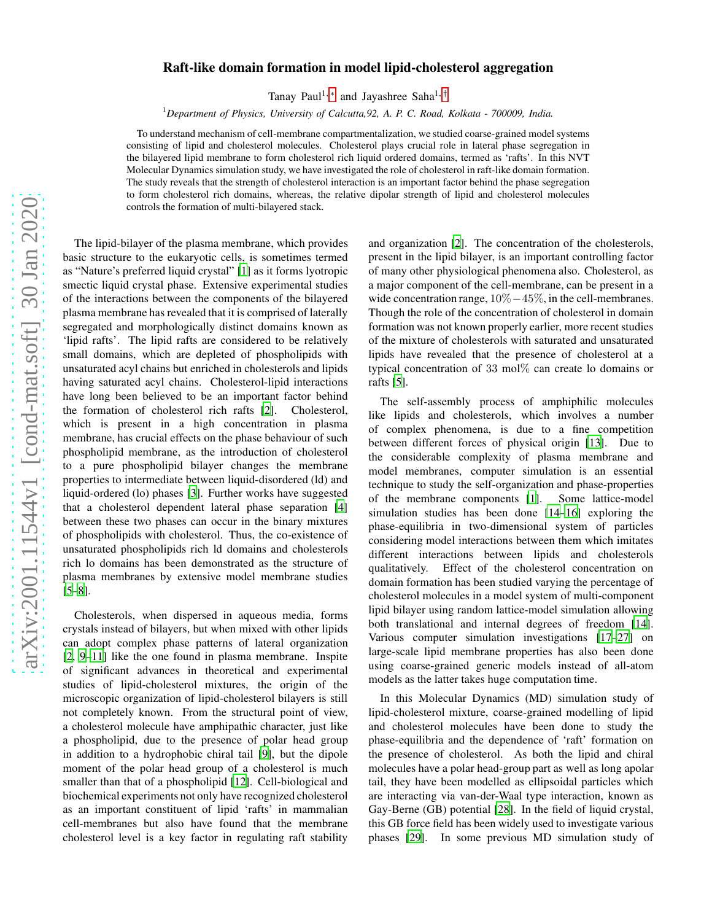# Raft-like domain formation in model lipid-cholesterol aggregation

Tanay Paul[1,*] and Jayashree Saha[1,†]

[1] *Department of Physics, University of Calcutta,92, A. P. C. Road, Kolkata - 700009, India.*

To understand mechanism of cell-membrane compartmentalization, we studied coarse-grained model systems consisting of lipid and cholesterol molecules. Cholesterol plays crucial role in lateral phase segregation in the bilayered lipid membrane to form cholesterol rich liquid ordered domains, termed as 'rafts'. In this NVT Molecular Dynamics simulation study, we have investigated the role of cholesterol in raft-like domain formation. The study reveals that the strength of cholesterol interaction is an important factor behind the phase segregation to form cholesterol rich domains, whereas, the relative dipolar strength of lipid and cholesterol molecules controls the formation of multi-bilayered stack.

The lipid-bilayer of the plasma membrane, which provides basic structure to the eukaryotic cells, is sometimes termed as "Nature's preferred liquid crystal" [1] as it forms lyotropic smectic liquid crystal phase. Extensive experimental studies of the interactions between the components of the bilayered plasma membrane has revealed that it is comprised of laterally segregated and morphologically distinct domains known as 'lipid rafts'. The lipid rafts are considered to be relatively small domains, which are depleted of phospholipids with unsaturated acyl chains but enriched in cholesterols and lipids having saturated acyl chains. Cholesterol-lipid interactions have long been believed to be an important factor behind the formation of cholesterol rich rafts [2]. Cholesterol, which is present in a high concentration in plasma membrane, has crucial effects on the phase behaviour of such phospholipid membrane, as the introduction of cholesterol to a pure phospholipid bilayer changes the membrane properties to intermediate between liquid-disordered (ld) and liquid-ordered (lo) phases [3]. Further works have suggested that a cholesterol dependent lateral phase separation [4] between these two phases can occur in the binary mixtures of phospholipids with cholesterol. Thus, the co-existence of unsaturated phospholipids rich ld domains and cholesterols rich lo domains has been demonstrated as the structure of plasma membranes by extensive model membrane studies [5–8].

Cholesterols, when dispersed in aqueous media, forms crystals instead of bilayers, but when mixed with other lipids can adopt complex phase patterns of lateral organization [2, 9–11] like the one found in plasma membrane. Inspite of significant advances in theoretical and experimental studies of lipid-cholesterol mixtures, the origin of the microscopic organization of lipid-cholesterol bilayers is still not completely known. From the structural point of view, a cholesterol molecule have amphipathic character, just like a phospholipid, due to the presence of polar head group in addition to a hydrophobic chiral tail [9], but the dipole moment of the polar head group of a cholesterol is much smaller than that of a phospholipid [12]. Cell-biological and biochemical experiments not only have recognized cholesterol as an important constituent of lipid 'rafts' in mammalian cell-membranes but also have found that the membrane cholesterol level is a key factor in regulating raft stability and organization [2]. The concentration of the cholesterols, present in the lipid bilayer, is an important controlling factor of many other physiological phenomena also. Cholesterol, as a major component of the cell-membrane, can be present in a wide concentration range, $10\%-45\%$, in the cell-membranes. Though the role of the concentration of cholesterol in domain formation was not known properly earlier, more recent studies of the mixture of cholesterols with saturated and unsaturated lipids have revealed that the presence of cholesterol at a typical concentration of 33 mol% can create lo domains or rafts [5].

The self-assembly process of amphiphilic molecules like lipids and cholesterols, which involves a number of complex phenomena, is due to a fine competition between different forces of physical origin [13]. Due to the considerable complexity of plasma membrane and model membranes, computer simulation is an essential technique to study the self-organization and phase-properties of the membrane components [1]. Some lattice-model simulation studies has been done [14–16] exploring the phase-equilibria in two-dimensional system of particles considering model interactions between them which imitates different interactions between lipids and cholesterols qualitatively. Effect of the cholesterol concentration on domain formation has been studied varying the percentage of cholesterol molecules in a model system of multi-component lipid bilayer using random lattice-model simulation allowing both translational and internal degrees of freedom [14]. Various computer simulation investigations [17–27] on large-scale lipid membrane properties has also been done using coarse-grained generic models instead of all-atom models as the latter takes huge computation time.

In this Molecular Dynamics (MD) simulation study of lipid-cholesterol mixture, coarse-grained modelling of lipid and cholesterol molecules have been done to study the phase-equilibria and the dependence of 'raft' formation on the presence of cholesterol. As both the lipid and chiral molecules have a polar head-group part as well as long apolar tail, they have been modelled as ellipsoidal particles which are interacting via van-der-Waal type interaction, known as Gay-Berne (GB) potential [28]. In the field of liquid crystal, this GB force field has been widely used to investigate various phases [29]. In some previous MD simulation study of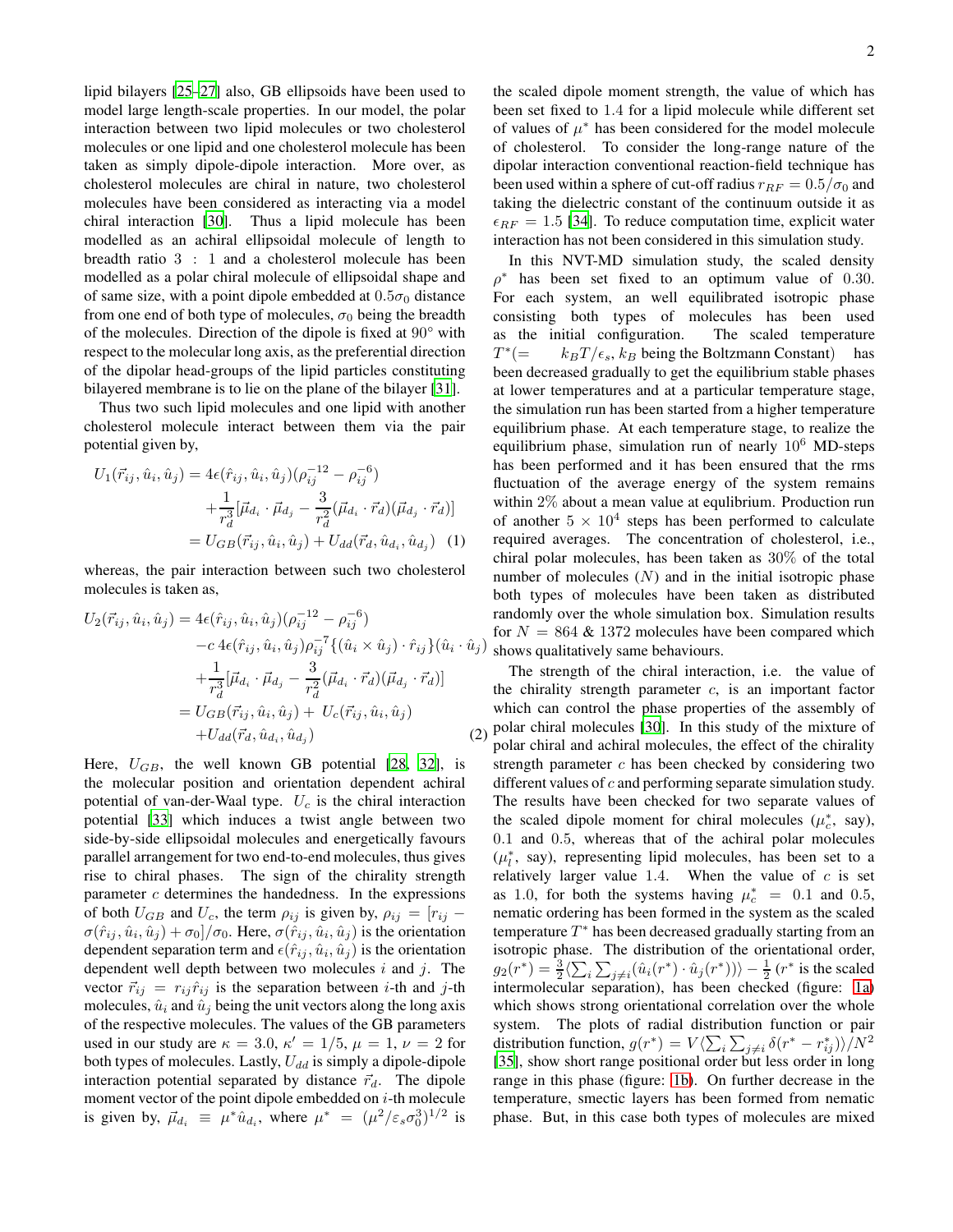lipid bilayers [25–27] also, GB ellipsoids have been used to model large length-scale properties. In our model, the polar interaction between two lipid molecules or two cholesterol molecules or one lipid and one cholesterol molecule has been taken as simply dipole-dipole interaction. More over, as cholesterol molecules are chiral in nature, two cholesterol molecules have been considered as interacting via a model chiral interaction [30]. Thus a lipid molecule has been modelled as an achiral ellipsoidal molecule of length to breadth ratio 3 : 1 and a cholesterol molecule has been modelled as a polar chiral molecule of ellipsoidal shape and of same size, with a point dipole embedded at $0.5\sigma_0$ distance from one end of both type of molecules, $\sigma_0$ being the breadth of the molecules. Direction of the dipole is fixed at $90^\circ$ with respect to the molecular long axis, as the preferential direction of the dipolar head-groups of the lipid particles constituting bilayered membrane is to lie on the plane of the bilayer [31].

Thus two such lipid molecules and one lipid with another cholesterol molecule interact between them via the pair potential given by,

$$
\begin{aligned}
U_1(\vec{r}_{ij}, \hat{u}_i, \hat{u}_j) &= 4\epsilon(\hat{r}_{ij}, \hat{u}_i, \hat{u}_j)(\rho_{ij}^{-12} - \rho_{ij}^{-6}) \\
&\quad + \frac{1}{r_d^3}[\vec{\mu}_{d_i} \cdot \vec{\mu}_{d_j} - \frac{3}{r_d^2}(\vec{\mu}_{d_i} \cdot \vec{r}_d)(\vec{\mu}_{d_j} \cdot \vec{r}_d)] \\
&= U_{GB}(\vec{r}_{ij}, \hat{u}_i, \hat{u}_j) + U_{dd}(\vec{r}_d, \hat{u}_{d_i}, \hat{u}_{d_j}) \quad (1)
\end{aligned}
$$

whereas, the pair interaction between such two cholesterol molecules is taken as,

$$
\begin{aligned}
U_2(\vec{r}_{ij}, \hat{u}_i, \hat{u}_j) &= 4\epsilon(\hat{r}_{ij}, \hat{u}_i, \hat{u}_j)(\rho_{ij}^{-12} - \rho_{ij}^{-6}) \\
&\quad - c\, 4\epsilon(\hat{r}_{ij}, \hat{u}_i, \hat{u}_j)\rho_{ij}^{-7}\{(\hat{u}_i \times \hat{u}_j) \cdot \hat{r}_{ij}\}(\hat{u}_i \cdot \hat{u}_j) \\
&\quad + \frac{1}{r_d^3}[\vec{\mu}_{d_i} \cdot \vec{\mu}_{d_j} - \frac{3}{r_d^2}(\vec{\mu}_{d_i} \cdot \vec{r}_d)(\vec{\mu}_{d_j} \cdot \vec{r}_d)] \\
&= U_{GB}(\vec{r}_{ij}, \hat{u}_i, \hat{u}_j) + U_c(\vec{r}_{ij}, \hat{u}_i, \hat{u}_j) \\
&\quad + U_{dd}(\vec{r}_d, \hat{u}_{d_i}, \hat{u}_{d_j}) \quad (2)
\end{aligned}
$$

Here, $U_{GB}$, the well known GB potential [28, 32], is the molecular position and orientation dependent achiral potential of van-der-Waal type. $U_c$ is the chiral interaction potential [33] which induces a twist angle between two side-by-side ellipsoidal molecules and energetically favours parallel arrangement for two end-to-end molecules, thus gives rise to chiral phases. The sign of the chirality strength parameter $c$ determines the handedness. In the expressions of both $U_{GB}$ and $U_c$, the term $\rho_{ij}$ is given by, $\rho_{ij} = [r_{ij} - \sigma(\hat{r}_{ij}, \hat{u}_i, \hat{u}_j) + \sigma_0]/\sigma_0$. Here, $\sigma(\hat{r}_{ij}, \hat{u}_i, \hat{u}_j)$ is the orientation dependent separation term and $\epsilon(\hat{r}_{ij}, \hat{u}_i, \hat{u}_j)$ is the orientation dependent well depth between two molecules $i$ and $j$. The vector $\vec{r}_{ij} = r_{ij}\hat{r}_{ij}$ is the separation between $i$-th and $j$-th molecules, $\hat{u}_i$ and $\hat{u}_j$ being the unit vectors along the long axis of the respective molecules. The values of the GB parameters used in our study are $\kappa = 3.0$, $\kappa' = 1/5$, $\mu = 1$, $\nu = 2$ for both types of molecules. Lastly, $U_{dd}$ is simply a dipole-dipole interaction potential separated by distance $\vec{r}_d$. The dipole moment vector of the point dipole embedded on $i$-th molecule is given by, $\vec{\mu}_{d_i} \equiv \mu^* \hat{u}_{d_i}$, where $\mu^* = (\mu^2/\varepsilon_s\sigma_0^3)^{1/2}$ is the scaled dipole moment strength, the value of which has been set fixed to 1.4 for a lipid molecule while different set of values of $\mu^*$ has been considered for the model molecule of cholesterol. To consider the long-range nature of the dipolar interaction conventional reaction-field technique has been used within a sphere of cut-off radius $r_{RF} = 0.5/\sigma_0$ and taking the dielectric constant of the continuum outside it as $\epsilon_{RF} = 1.5$ [34]. To reduce computation time, explicit water interaction has not been considered in this simulation study.

In this NVT-MD simulation study, the scaled density $\rho^*$ has been set fixed to an optimum value of 0.30. For each system, an well equilibrated isotropic phase consisting both types of molecules has been used as the initial configuration. The scaled temperature $T^*(= k_BT/\epsilon_s$, $k_B$ being the Boltzmann Constant) has been decreased gradually to get the equilibrium stable phases at lower temperatures and at a particular temperature stage, the simulation run has been started from a higher temperature equilibrium phase. At each temperature stage, to realize the equilibrium phase, simulation run of nearly $10^6$ MD-steps has been performed and it has been ensured that the rms fluctuation of the average energy of the system remains within 2% about a mean value at equlibrium. Production run of another $5 \times 10^4$ steps has been performed to calculate required averages. The concentration of cholesterol, i.e., chiral polar molecules, has been taken as 30% of the total number of molecules ($N$) and in the initial isotropic phase both types of molecules have been taken as distributed randomly over the whole simulation box. Simulation results for $N = 864$ & 1372 molecules have been compared which shows qualitatively same behaviours.

The strength of the chiral interaction, i.e. the value of the chirality strength parameter $c$, is an important factor which can control the phase properties of the assembly of polar chiral molecules [30]. In this study of the mixture of polar chiral and achiral molecules, the effect of the chirality strength parameter $c$ has been checked by considering two different values of $c$ and performing separate simulation study. The results have been checked for two separate values of the scaled dipole moment for chiral molecules ($\mu_c^*$, say), 0.1 and 0.5, whereas that of the achiral polar molecules ($\mu_l^*$, say), representing lipid molecules, has been set to a relatively larger value 1.4. When the value of $c$ is set as 1.0, for both the systems having $\mu_c^* = 0.1$ and 0.5, nematic ordering has been formed in the system as the scaled temperature $T^*$ has been decreased gradually starting from an isotropic phase. The distribution of the orientational order, $g_2(r^*) = \frac{3}{2}\langle\sum_i\sum_{j\neq i}(\hat{u}_i(r^*) \cdot \hat{u}_j(r^*))\rangle - \frac{1}{2}$ ($r^*$ is the scaled intermolecular separation), has been checked (figure: 1a) which shows strong orientational correlation over the whole system. The plots of radial distribution function or pair distribution function, $g(r^*) = V\langle\sum_i\sum_{j\neq i}\delta(r^* - r_{ij}^*)\rangle/N^2$ [35], show short range positional order but less order in long range in this phase (figure: 1b). On further decrease in the temperature, smectic layers has been formed from nematic phase. But, in this case both types of molecules are mixed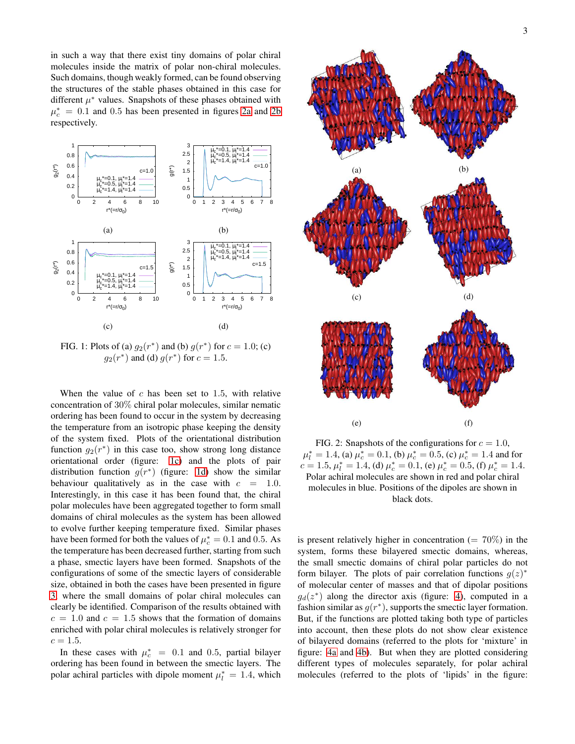in such a way that there exist tiny domains of polar chiral molecules inside the matrix of polar non-chiral molecules. Such domains, though weakly formed, can be found observing the structures of the stable phases obtained in this case for different $\mu^*$ values. Snapshots of these phases obtained with $\mu_c^* = 0.1$ and $0.5$ has been presented in figures 2a and 2b respectively.

FIG. 1: Plots of (a) $g_2(r^*)$ and (b) $g(r^*)$ for $c = 1.0$; (c) $g_2(r^*)$ and (d) $g(r^*)$ for $c = 1.5$.

When the value of $c$ has been set to 1.5, with relative concentration of 30% chiral polar molecules, similar nematic ordering has been found to occur in the system by decreasing the temperature from an isotropic phase keeping the density of the system fixed. Plots of the orientational distribution function $g_2(r^*)$ in this case too, show strong long distance orientational order (figure: 1c) and the plots of pair distribution function $g(r^*)$ (figure: 1d) show the similar behaviour qualitatively as in the case with $c = 1.0$. Interestingly, in this case it has been found that, the chiral polar molecules have been aggregated together to form small domains of chiral molecules as the system has been allowed to evolve further keeping temperature fixed. Similar phases have been formed for both the values of $\mu_c^* = 0.1$ and $0.5$. As the temperature has been decreased further, starting from such a phase, smectic layers have been formed. Snapshots of the configurations of some of the smectic layers of considerable size, obtained in both the cases have been presented in figure 3, where the small domains of polar chiral molecules can clearly be identified. Comparison of the results obtained with $c = 1.0$ and $c = 1.5$ shows that the formation of domains enriched with polar chiral molecules is relatively stronger for $c = 1.5$.

In these cases with $\mu_c^* = 0.1$ and $0.5$, partial bilayer ordering has been found in between the smectic layers. The polar achiral particles with dipole moment $\mu_l^* = 1.4$, which is present relatively higher in concentration ($= 70\%$) in the system, forms these bilayered smectic domains, whereas, the small smectic domains of chiral polar particles do not form bilayer. The plots of pair correlation functions $g(z)^*$ of molecular center of masses and that of dipolar positions $g_d(z^*)$ along the director axis (figure: 4), computed in a fashion similar as $g(r^*)$, supports the smectic layer formation. But, if the functions are plotted taking both type of particles into account, then these plots do not show clear existence of bilayered domains (referred to the plots for 'mixture' in figure: 4a and 4b). But when they are plotted considering different types of molecules separately, for polar achiral molecules (referred to the plots of 'lipids' in the figure:

FIG. 2: Snapshots of the configurations for $c = 1.0$, $\mu_l^* = 1.4$, (a) $\mu_c^* = 0.1$, (b) $\mu_c^* = 0.5$, (c) $\mu_c^* = 1.4$ and for $c = 1.5$, $\mu_l^* = 1.4$, (d) $\mu_c^* = 0.1$, (e) $\mu_c^* = 0.5$, (f) $\mu_c^* = 1.4$. Polar achiral molecules are shown in red and polar chiral molecules in blue. Positions of the dipoles are shown in black dots.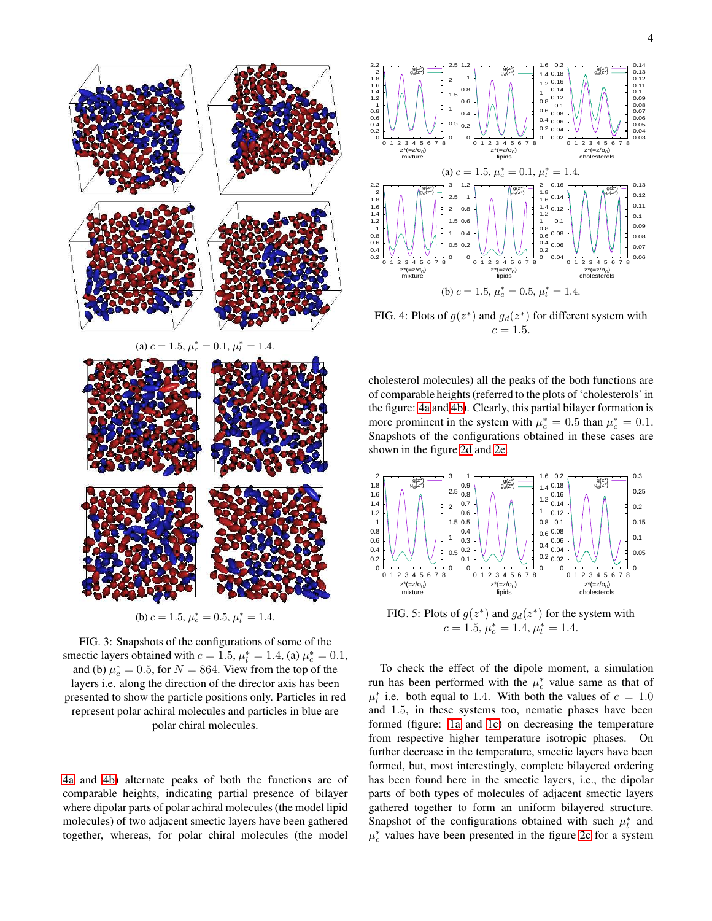(a) $c = 1.5$, $\mu_c^* = 0.1$, $\mu_l^* = 1.4$.

(b) $c = 1.5$, $\mu_c^* = 0.5$, $\mu_l^* = 1.4$.

FIG. 3: Snapshots of the configurations of some of the smectic layers obtained with $c = 1.5$, $\mu_l^* = 1.4$, (a) $\mu_c^* = 0.1$, and (b) $\mu_c^* = 0.5$, for $N = 864$. View from the top of the layers i.e. along the direction of the director axis has been presented to show the particle positions only. Particles in red represent polar achiral molecules and particles in blue are polar chiral molecules.

4a and 4b) alternate peaks of both the functions are of comparable heights, indicating partial presence of bilayer where dipolar parts of polar achiral molecules (the model lipid molecules) of two adjacent smectic layers have been gathered together, whereas, for polar chiral molecules (the model cholesterol molecules) all the peaks of the both functions are of comparable heights (referred to the plots of 'cholesterols' in the figure: 4a and 4b). Clearly, this partial bilayer formation is more prominent in the system with $\mu_c^* = 0.5$ than $\mu_c^* = 0.1$. Snapshots of the configurations obtained in these cases are shown in the figure 2d and 2e.

(a) $c = 1.5$, $\mu_c^* = 0.1$, $\mu_l^* = 1.4$.

(b) $c = 1.5$, $\mu_c^* = 0.5$, $\mu_l^* = 1.4$.

FIG. 4: Plots of $g(z^*)$ and $g_d(z^*)$ for different system with $c = 1.5$.

FIG. 5: Plots of $g(z^*)$ and $g_d(z^*)$ for the system with $c = 1.5$, $\mu_c^* = 1.4$, $\mu_l^* = 1.4$.

To check the effect of the dipole moment, a simulation run has been performed with the $\mu_c^*$ value same as that of $\mu_l^*$ i.e. both equal to 1.4. With both the values of $c = 1.0$ and 1.5, in these systems too, nematic phases have been formed (figure: 1a and 1c) on decreasing the temperature from respective higher temperature isotropic phases. On further decrease in the temperature, smectic layers have been formed, but, most interestingly, complete bilayered ordering has been found here in the smectic layers, i.e., the dipolar parts of both types of molecules of adjacent smectic layers gathered together to form an uniform bilayered structure. Snapshot of the configurations obtained with such $\mu_l^*$ and $\mu_c^*$ values have been presented in the figure 2c for a system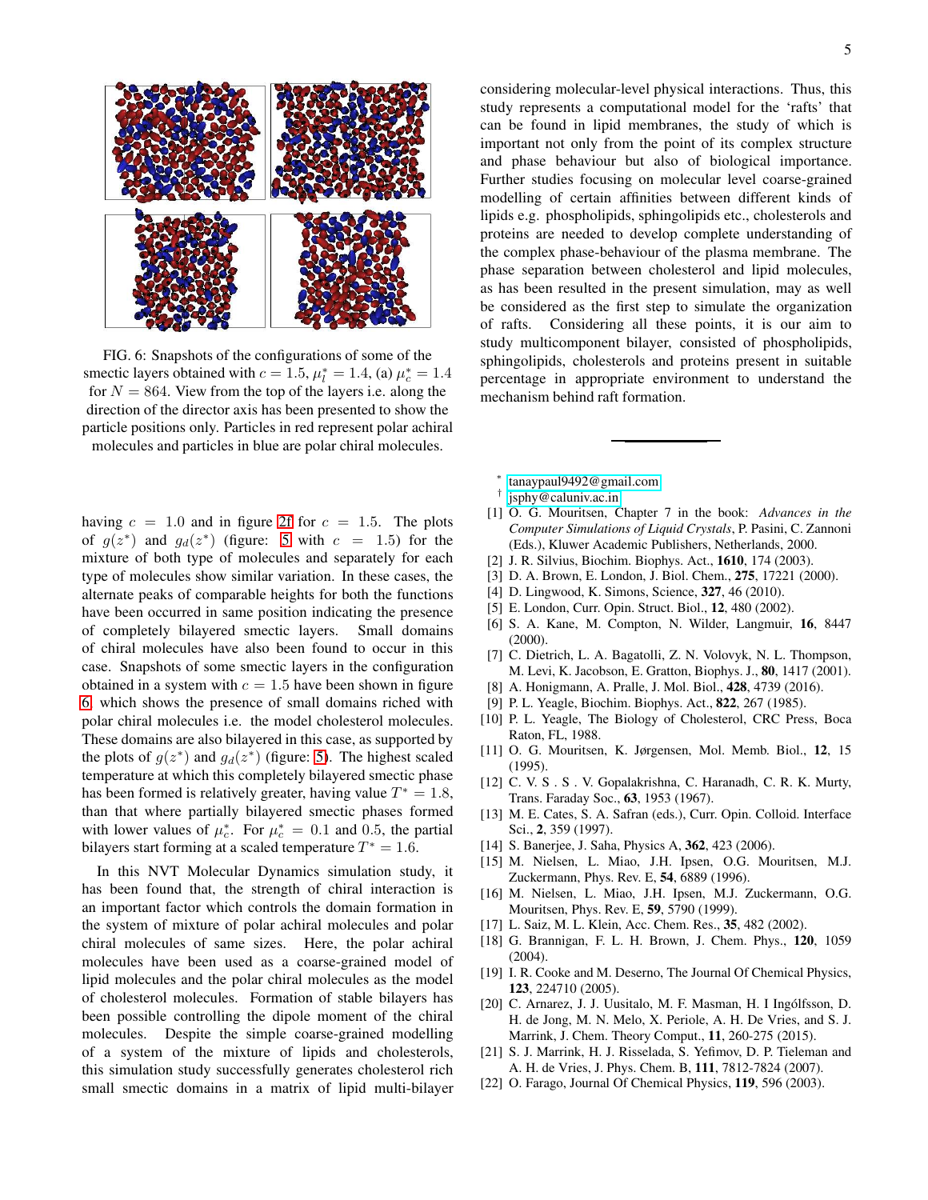FIG. 6: Snapshots of the configurations of some of the smectic layers obtained with $c = 1.5$, $\mu_l^* = 1.4$, (a) $\mu_c^* = 1.4$ for $N = 864$. View from the top of the layers i.e. along the direction of the director axis has been presented to show the particle positions only. Particles in red represent polar achiral molecules and particles in blue are polar chiral molecules.

having $c = 1.0$ and in figure 2f for $c = 1.5$. The plots of $g(z^*)$ and $g_d(z^*)$ (figure: 5 with $c = 1.5$) for the mixture of both type of molecules and separately for each type of molecules show similar variation. In these cases, the alternate peaks of comparable heights for both the functions have been occurred in same position indicating the presence of completely bilayered smectic layers. Small domains of chiral molecules have also been found to occur in this case. Snapshots of some smectic layers in the configuration obtained in a system with $c = 1.5$ have been shown in figure 6, which shows the presence of small domains riched with polar chiral molecules i.e. the model cholesterol molecules. These domains are also bilayered in this case, as supported by the plots of $g(z^*)$ and $g_d(z^*)$ (figure: 5). The highest scaled temperature at which this completely bilayered smectic phase has been formed is relatively greater, having value $T^* = 1.8$, than that where partially bilayered smectic phases formed with lower values of $\mu_c^*$. For $\mu_c^* = 0.1$ and $0.5$, the partial bilayers start forming at a scaled temperature $T^* = 1.6$.

In this NVT Molecular Dynamics simulation study, it has been found that, the strength of chiral interaction is an important factor which controls the domain formation in the system of mixture of polar achiral molecules and polar chiral molecules of same sizes. Here, the polar achiral molecules have been used as a coarse-grained model of lipid molecules and the polar chiral molecules as the model of cholesterol molecules. Formation of stable bilayers has been possible controlling the dipole moment of the chiral molecules. Despite the simple coarse-grained modelling of a system of the mixture of lipids and cholesterols, this simulation study successfully generates cholesterol rich small smectic domains in a matrix of lipid multi-bilayer considering molecular-level physical interactions. Thus, this study represents a computational model for the 'rafts' that can be found in lipid membranes, the study of which is important not only from the point of its complex structure and phase behaviour but also of biological importance. Further studies focusing on molecular level coarse-grained modelling of certain affinities between different kinds of lipids e.g. phospholipids, sphingolipids etc., cholesterols and proteins are needed to develop complete understanding of the complex phase-behaviour of the plasma membrane. The phase separation between cholesterol and lipid molecules, as has been resulted in the present simulation, may as well be considered as the first step to simulate the organization of rafts. Considering all these points, it is our aim to study multicomponent bilayer, consisted of phospholipids, sphingolipids, cholesterols and proteins present in suitable percentage in appropriate environment to understand the mechanism behind raft formation.

---

\* tanaypaul9492@gmail.com

† jsphy@caluniv.ac.in

[1] O. G. Mouritsen, Chapter 7 in the book: *Advances in the Computer Simulations of Liquid Crystals*, P. Pasini, C. Zannoni (Eds.), Kluwer Academic Publishers, Netherlands, 2000.

[2] J. R. Silvius, Biochim. Biophys. Act., **1610**, 174 (2003).

[3] D. A. Brown, E. London, J. Biol. Chem., **275**, 17221 (2000).

[4] D. Lingwood, K. Simons, Science, **327**, 46 (2010).

[5] E. London, Curr. Opin. Struct. Biol., **12**, 480 (2002).

[6] S. A. Kane, M. Compton, N. Wilder, Langmuir, **16**, 8447 (2000).

[7] C. Dietrich, L. A. Bagatolli, Z. N. Volovyk, N. L. Thompson, M. Levi, K. Jacobson, E. Gratton, Biophys. J., **80**, 1417 (2001).

[8] A. Honigmann, A. Pralle, J. Mol. Biol., **428**, 4739 (2016).

[9] P. L. Yeagle, Biochim. Biophys. Act., **822**, 267 (1985).

[10] P. L. Yeagle, The Biology of Cholesterol, CRC Press, Boca Raton, FL, 1988.

[11] O. G. Mouritsen, K. Jørgensen, Mol. Memb. Biol., **12**, 15 (1995).

[12] C. V. S . S . V. Gopalakrishna, C. Haranadh, C. R. K. Murty, Trans. Faraday Soc., **63**, 1953 (1967).

[13] M. E. Cates, S. A. Safran (eds.), Curr. Opin. Colloid. Interface Sci., **2**, 359 (1997).

[14] S. Banerjee, J. Saha, Physics A, **362**, 423 (2006).

[15] M. Nielsen, L. Miao, J.H. Ipsen, O.G. Mouritsen, M.J. Zuckermann, Phys. Rev. E, **54**, 6889 (1996).

[16] M. Nielsen, L. Miao, J.H. Ipsen, M.J. Zuckermann, O.G. Mouritsen, Phys. Rev. E, **59**, 5790 (1999).

[17] L. Saiz, M. L. Klein, Acc. Chem. Res., **35**, 482 (2002).

[18] G. Brannigan, F. L. H. Brown, J. Chem. Phys., **120**, 1059 (2004).

[19] I. R. Cooke and M. Deserno, The Journal Of Chemical Physics, **123**, 224710 (2005).

[20] C. Arnarez, J. J. Uusitalo, M. F. Masman, H. I Ingólfsson, D. H. de Jong, M. N. Melo, X. Periole, A. H. De Vries, and S. J. Marrink, J. Chem. Theory Comput., **11**, 260-275 (2015).

[21] S. J. Marrink, H. J. Risselada, S. Yefimov, D. P. Tieleman and A. H. de Vries, J. Phys. Chem. B, **111**, 7812-7824 (2007).

[22] O. Farago, Journal Of Chemical Physics, **119**, 596 (2003).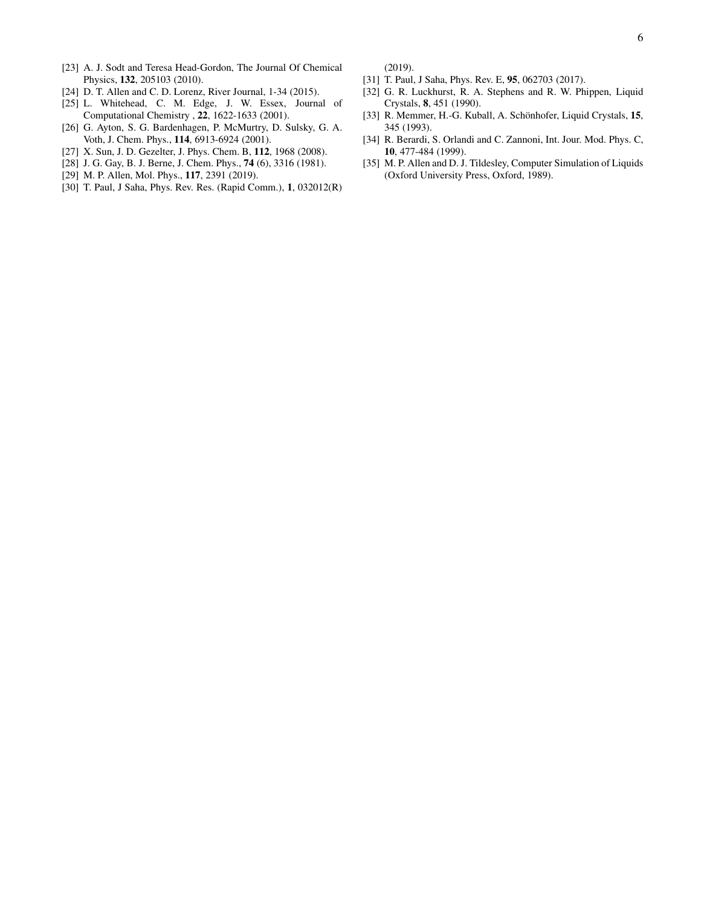[23] A. J. Sodt and Teresa Head-Gordon, The Journal Of Chemical Physics, **132**, 205103 (2010).

[24] D. T. Allen and C. D. Lorenz, River Journal, 1-34 (2015).

[25] L. Whitehead, C. M. Edge, J. W. Essex, Journal of Computational Chemistry , **22**, 1622-1633 (2001).

[26] G. Ayton, S. G. Bardenhagen, P. McMurtry, D. Sulsky, G. A. Voth, J. Chem. Phys., **114**, 6913-6924 (2001).

[27] X. Sun, J. D. Gezelter, J. Phys. Chem. B, **112**, 1968 (2008).

[28] J. G. Gay, B. J. Berne, J. Chem. Phys., **74** (6), 3316 (1981).

[29] M. P. Allen, Mol. Phys., **117**, 2391 (2019).

[30] T. Paul, J Saha, Phys. Rev. Res. (Rapid Comm.), **1**, 032012(R) (2019).

[31] T. Paul, J Saha, Phys. Rev. E, **95**, 062703 (2017).

[32] G. R. Luckhurst, R. A. Stephens and R. W. Phippen, Liquid Crystals, **8**, 451 (1990).

[33] R. Memmer, H.-G. Kuball, A. Schönhofer, Liquid Crystals, **15**, 345 (1993).

[34] R. Berardi, S. Orlandi and C. Zannoni, Int. Jour. Mod. Phys. C, **10**, 477-484 (1999).

[35] M. P. Allen and D. J. Tildesley, Computer Simulation of Liquids (Oxford University Press, Oxford, 1989).